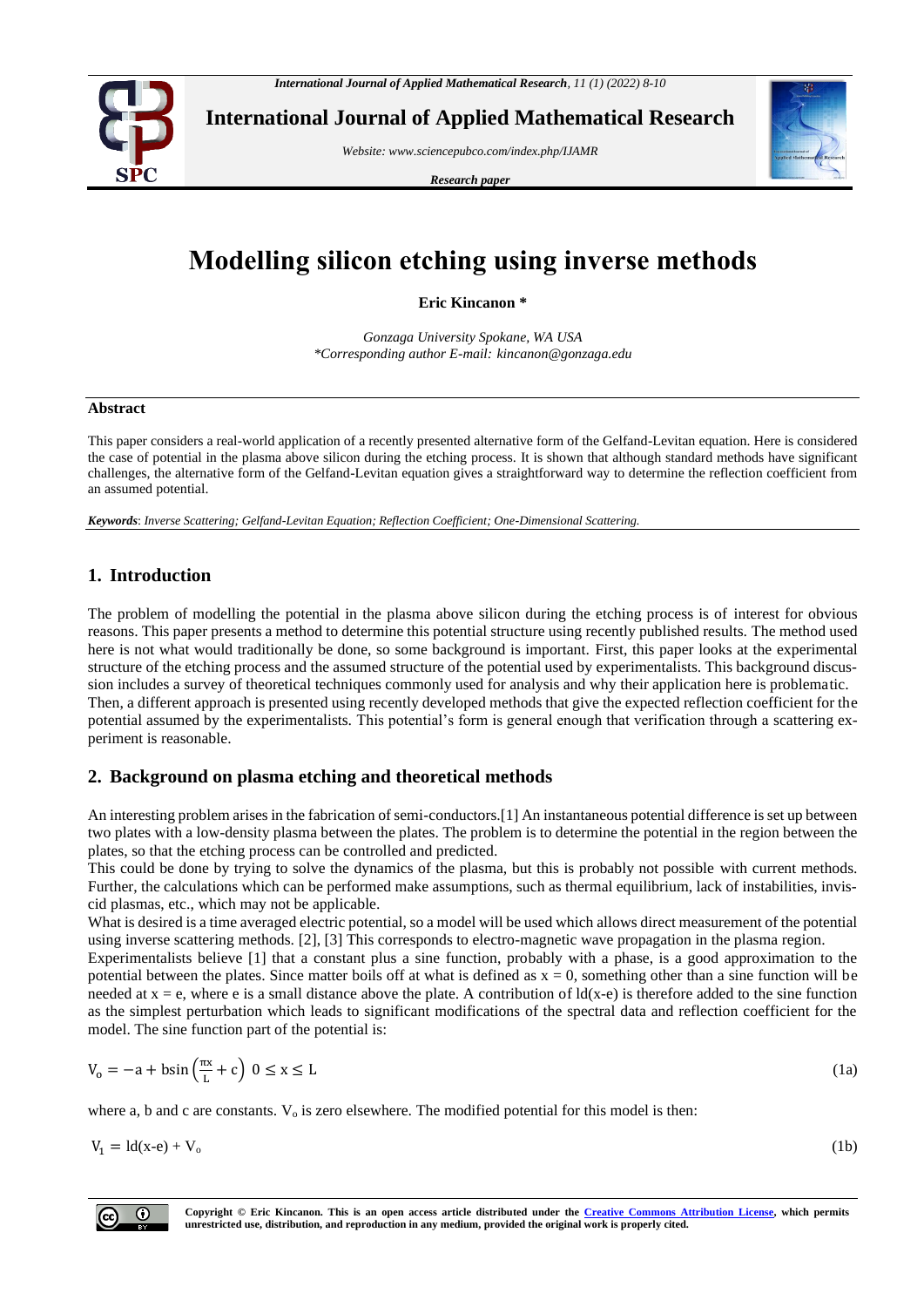# Modelling silicon etching using inverse methods

**Eric Kincanon \***

*Gonzaga University Spokane, WA USA*
*\*Corresponding author E-mail: kincanon@gonzaga.edu*

## Abstract

This paper considers a real-world application of a recently presented alternative form of the Gelfand-Levitan equation. Here is considered the case of potential in the plasma above silicon during the etching process. It is shown that although standard methods have significant challenges, the alternative form of the Gelfand-Levitan equation gives a straightforward way to determine the reflection coefficient from an assumed potential.

***Keywords***: *Inverse Scattering; Gelfand-Levitan Equation; Reflection Coefficient; One-Dimensional Scattering.*

## 1. Introduction

The problem of modelling the potential in the plasma above silicon during the etching process is of interest for obvious reasons. This paper presents a method to determine this potential structure using recently published results. The method used here is not what would traditionally be done, so some background is important. First, this paper looks at the experimental structure of the etching process and the assumed structure of the potential used by experimentalists. This background discussion includes a survey of theoretical techniques commonly used for analysis and why their application here is problematic. Then, a different approach is presented using recently developed methods that give the expected reflection coefficient for the potential assumed by the experimentalists. This potential's form is general enough that verification through a scattering experiment is reasonable.

## 2. Background on plasma etching and theoretical methods

An interesting problem arises in the fabrication of semi-conductors.[1] An instantaneous potential difference is set up between two plates with a low-density plasma between the plates. The problem is to determine the potential in the region between the plates, so that the etching process can be controlled and predicted.

This could be done by trying to solve the dynamics of the plasma, but this is probably not possible with current methods. Further, the calculations which can be performed make assumptions, such as thermal equilibrium, lack of instabilities, inviscid plasmas, etc., which may not be applicable.

What is desired is a time averaged electric potential, so a model will be used which allows direct measurement of the potential using inverse scattering methods. [2], [3] This corresponds to electro-magnetic wave propagation in the plasma region.

Experimentalists believe [1] that a constant plus a sine function, probably with a phase, is a good approximation to the potential between the plates. Since matter boils off at what is defined as x = 0, something other than a sine function will be needed at x = e, where e is a small distance above the plate. A contribution of ld(x-e) is therefore added to the sine function as the simplest perturbation which leads to significant modifications of the spectral data and reflection coefficient for the model. The sine function part of the potential is:

$$V_o = -a + b\sin\left(\frac{\pi x}{L} + c\right) \quad 0 \leq x \leq L \tag{1a}$$

where a, b and c are constants. $V_o$ is zero elsewhere. The modified potential for this model is then:

$$V_1 = ld(x\text{-}e) + V_o \tag{1b}$$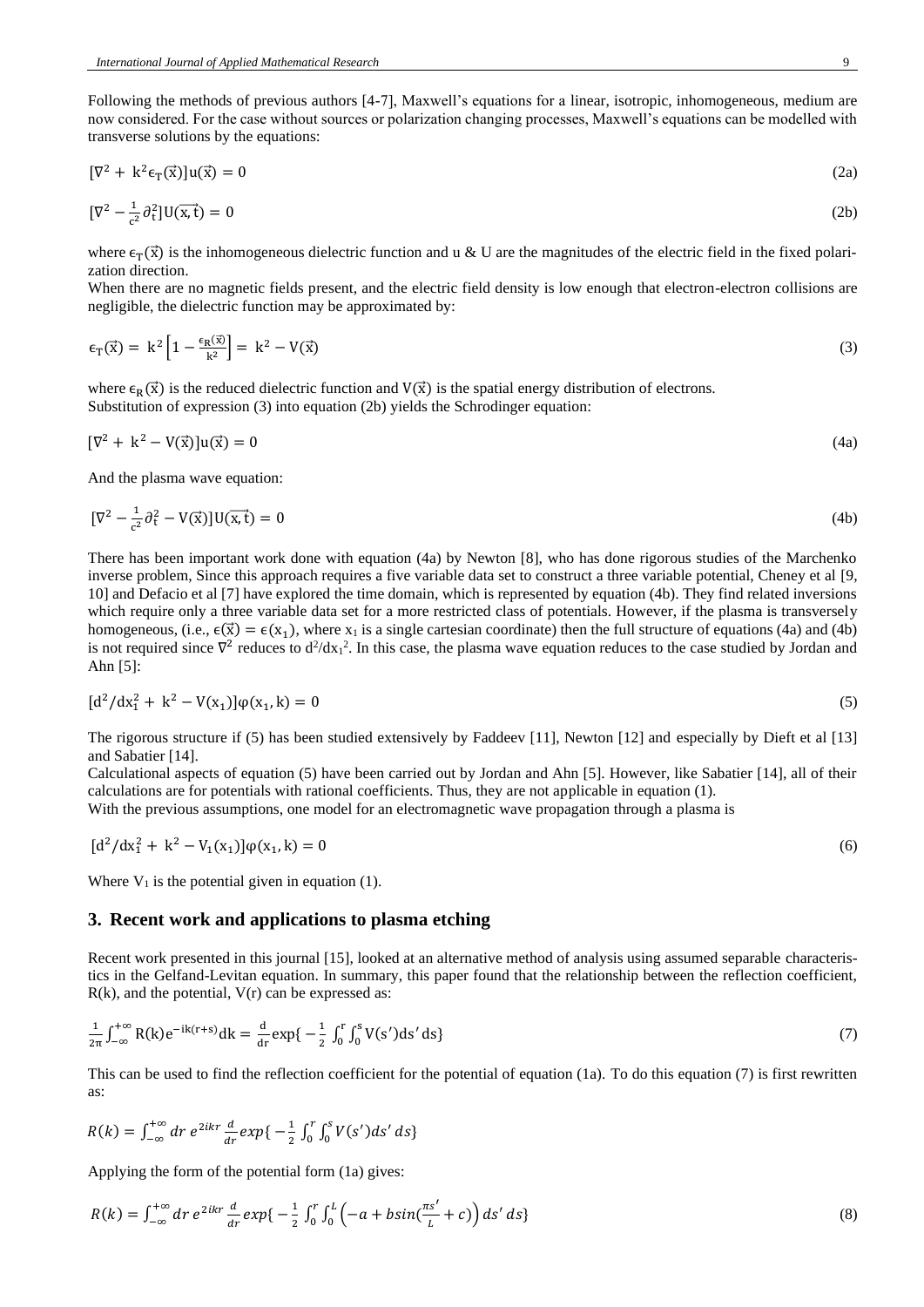Following the methods of previous authors [4-7], Maxwell's equations for a linear, isotropic, inhomogeneous, medium are now considered. For the case without sources or polarization changing processes, Maxwell's equations can be modelled with transverse solutions by the equations:

$$[\nabla^2 + k^2\epsilon_T(\vec{x})]u(\vec{x}) = 0 \tag{2a}$$

$$[\nabla^2 - \tfrac{1}{c^2}\partial_t^2]U(\overrightarrow{x,t}) = 0 \tag{2b}$$

where $\epsilon_T(\vec{x})$ is the inhomogeneous dielectric function and u & U are the magnitudes of the electric field in the fixed polarization direction.

When there are no magnetic fields present, and the electric field density is low enough that electron-electron collisions are negligible, the dielectric function may be approximated by:

$$\epsilon_T(\vec{x}) = k^2\left[1 - \tfrac{\epsilon_R(\vec{x})}{k^2}\right] = k^2 - V(\vec{x}) \tag{3}$$

where $\epsilon_R(\vec{x})$ is the reduced dielectric function and $V(\vec{x})$ is the spatial energy distribution of electrons.

Substitution of expression (3) into equation (2b) yields the Schrodinger equation:

$$[\nabla^2 + k^2 - V(\vec{x})]u(\vec{x}) = 0 \tag{4a}$$

And the plasma wave equation:

$$[\nabla^2 - \tfrac{1}{c^2}\partial_t^2 - V(\vec{x})]U(\overrightarrow{x,t}) = 0 \tag{4b}$$

There has been important work done with equation (4a) by Newton [8], who has done rigorous studies of the Marchenko inverse problem, Since this approach requires a five variable data set to construct a three variable potential, Cheney et al [9, 10] and Defacio et al [7] have explored the time domain, which is represented by equation (4b). They find related inversions which require only a three variable data set for a more restricted class of potentials. However, if the plasma is transversely homogeneous, (i.e., $\epsilon(\vec{x}) = \epsilon(x_1)$, where $x_1$ is a single cartesian coordinate) then the full structure of equations (4a) and (4b) is not required since $\nabla^2$ reduces to $d^2/dx_1^2$. In this case, the plasma wave equation reduces to the case studied by Jordan and Ahn [5]:

$$[d^2/dx_1^2 + k^2 - V(x_1)]\varphi(x_1, k) = 0 \tag{5}$$

The rigorous structure if (5) has been studied extensively by Faddeev [11], Newton [12] and especially by Dieft et al [13] and Sabatier [14].

Calculational aspects of equation (5) have been carried out by Jordan and Ahn [5]. However, like Sabatier [14], all of their calculations are for potentials with rational coefficients. Thus, they are not applicable in equation (1).

With the previous assumptions, one model for an electromagnetic wave propagation through a plasma is

$$[d^2/dx_1^2 + k^2 - V_1(x_1)]\varphi(x_1, k) = 0 \tag{6}$$

Where $V_1$ is the potential given in equation (1).

## 3. Recent work and applications to plasma etching

Recent work presented in this journal [15], looked at an alternative method of analysis using assumed separable characteristics in the Gelfand-Levitan equation. In summary, this paper found that the relationship between the reflection coefficient, $R(k)$, and the potential, $V(r)$ can be expressed as:

$$\frac{1}{2\pi}\int_{-\infty}^{+\infty} R(k)e^{-ik(r+s)}dk = \frac{d}{dr}\exp\{-\frac{1}{2}\int_0^r\int_0^s V(s')ds'\,ds\} \tag{7}$$

This can be used to find the reflection coefficient for the potential of equation (1a). To do this equation (7) is first rewritten as:

$$R(k) = \int_{-\infty}^{+\infty} dr\, e^{2ikr}\frac{d}{dr}exp\{-\frac{1}{2}\int_0^r\int_0^s V(s')ds'\,ds\}$$

Applying the form of the potential form (1a) gives:

$$R(k) = \int_{-\infty}^{+\infty} dr\, e^{2ikr}\frac{d}{dr}exp\{-\frac{1}{2}\int_0^r\int_0^L\left(-a + b\sin(\frac{\pi s'}{L} + c)\right)ds'\,ds\} \tag{8}$$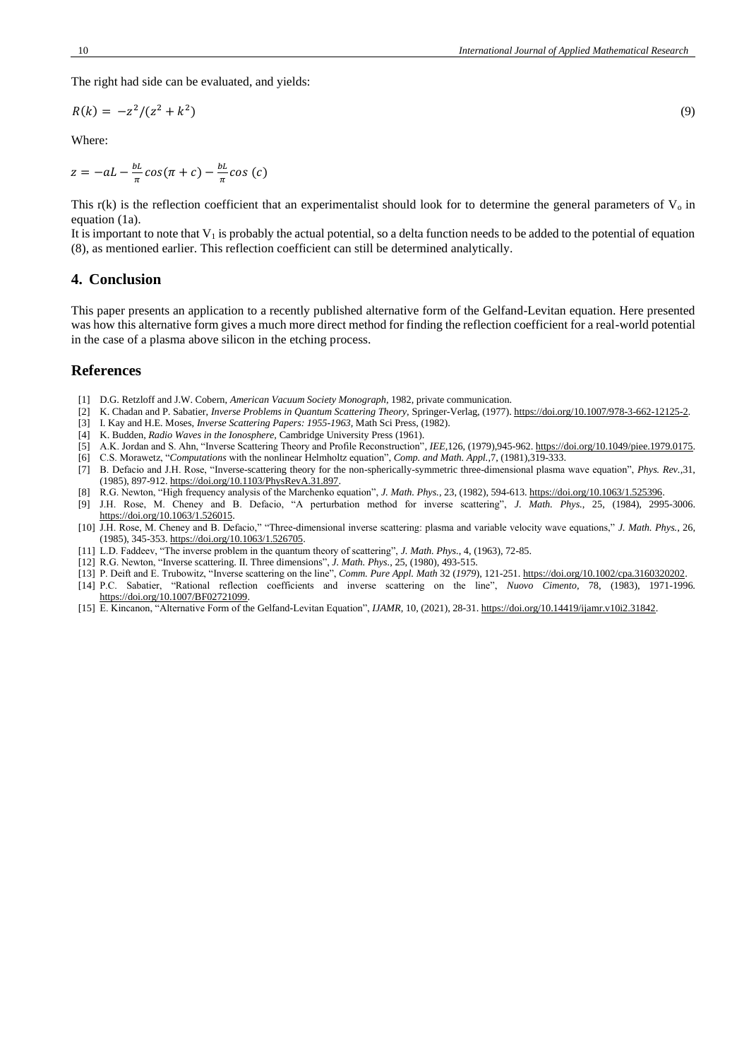The right had side can be evaluated, and yields:

$$R(k) = -z^2/(z^2 + k^2) \tag{9}$$

Where:

$$z = -aL - \frac{bL}{\pi}cos(\pi + c) - \frac{bL}{\pi}cos\,(c)$$

This r(k) is the reflection coefficient that an experimentalist should look for to determine the general parameters of $V_o$ in equation (1a).

It is important to note that $V_1$ is probably the actual potential, so a delta function needs to be added to the potential of equation (8), as mentioned earlier. This reflection coefficient can still be determined analytically.

## 4. Conclusion

This paper presents an application to a recently published alternative form of the Gelfand-Levitan equation. Here presented was how this alternative form gives a much more direct method for finding the reflection coefficient for a real-world potential in the case of a plasma above silicon in the etching process.

## References

[1] D.G. Retzloff and J.W. Cobern, *American Vacuum Society Monograph*, 1982, private communication.

[2] K. Chadan and P. Sabatier, *Inverse Problems in Quantum Scattering Theory*, Springer-Verlag, (1977). https://doi.org/10.1007/978-3-662-12125-2.

[3] I. Kay and H.E. Moses, *Inverse Scattering Papers: 1955-1963*, Math Sci Press, (1982).

[4] K. Budden, *Radio Waves in the Ionosphere*, Cambridge University Press (1961).

[5] A.K. Jordan and S. Ahn, "Inverse Scattering Theory and Profile Reconstruction", *IEE*,126, (1979),945-962. https://doi.org/10.1049/piee.1979.0175.

[6] C.S. Morawetz, "*Computations* with the nonlinear Helmholtz equation", *Comp. and Math. Appl.*,7, (1981),319-333.

[7] B. Defacio and J.H. Rose, "Inverse-scattering theory for the non-spherically-symmetric three-dimensional plasma wave equation", *Phys. Rev.*,31, (1985), 897-912. https://doi.org/10.1103/PhysRevA.31.897.

[8] R.G. Newton, "High frequency analysis of the Marchenko equation", *J. Math. Phys.*, 23, (1982), 594-613. https://doi.org/10.1063/1.525396.

[9] J.H. Rose, M. Cheney and B. Defacio, "A perturbation method for inverse scattering", *J. Math. Phys.*, 25, (1984), 2995-3006. https://doi.org/10.1063/1.526015.

[10] J.H. Rose, M. Cheney and B. Defacio," "Three-dimensional inverse scattering: plasma and variable velocity wave equations," *J. Math. Phys.*, 26, (1985), 345-353. https://doi.org/10.1063/1.526705.

[11] L.D. Faddeev, "The inverse problem in the quantum theory of scattering", *J. Math. Phys.*, 4, (1963), 72-85.

[12] R.G. Newton, "Inverse scattering. II. Three dimensions", *J. Math. Phys.*, 25, (1980), 493-515.

[13] P. Deift and E. Trubowitz, "Inverse scattering on the line", *Comm. Pure Appl. Math* 32 (*1979*), 121-251. https://doi.org/10.1002/cpa.3160320202.

[14] P.C. Sabatier, "Rational reflection coefficients and inverse scattering on the line", *Nuovo Cimento*, 78, (1983), 1971-1996. https://doi.org/10.1007/BF02721099.

[15] E. Kincanon, "Alternative Form of the Gelfand-Levitan Equation", *IJAMR*, 10, (2021), 28-31. https://doi.org/10.14419/ijamr.v10i2.31842.